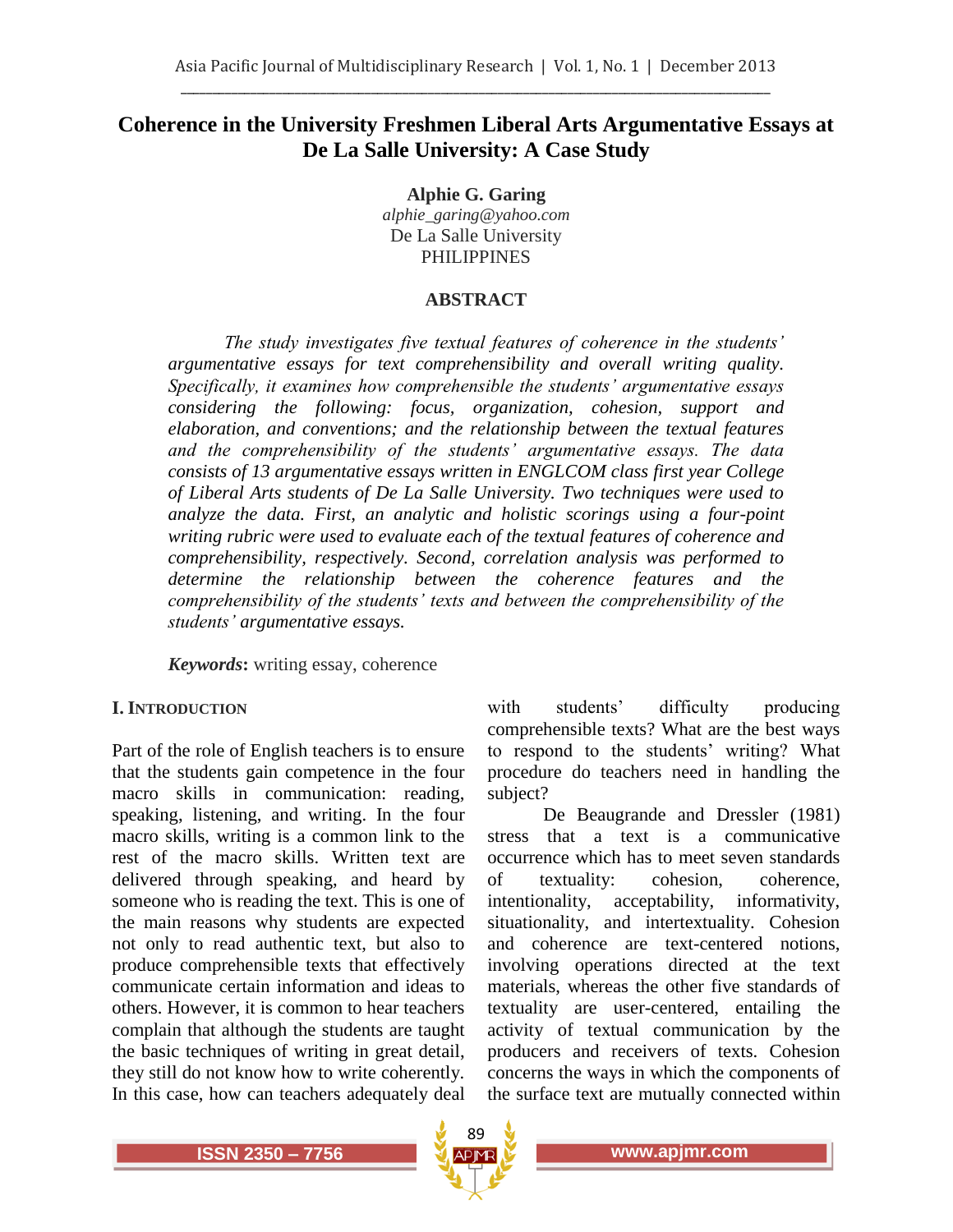# Coherence in the University Freshmen Liberal Arts Argumentative Essays at De La Salle University: A Case Study

**Alphie G. Garing**
*alphie_garing@yahoo.com*
De La Salle University
PHILIPPINES

## ABSTRACT

*The study investigates five textual features of coherence in the students' argumentative essays for text comprehensibility and overall writing quality. Specifically, it examines how comprehensible the students' argumentative essays considering the following: focus, organization, cohesion, support and elaboration, and conventions; and the relationship between the textual features and the comprehensibility of the students' argumentative essays. The data consists of 13 argumentative essays written in ENGLCOM class first year College of Liberal Arts students of De La Salle University. Two techniques were used to analyze the data. First, an analytic and holistic scorings using a four-point writing rubric were used to evaluate each of the textual features of coherence and comprehensibility, respectively. Second, correlation analysis was performed to determine the relationship between the coherence features and the comprehensibility of the students' texts and between the comprehensibility of the students' argumentative essays.*

***Keywords*:** writing essay, coherence

## I. INTRODUCTION

Part of the role of English teachers is to ensure that the students gain competence in the four macro skills in communication: reading, speaking, listening, and writing. In the four macro skills, writing is a common link to the rest of the macro skills. Written text are delivered through speaking, and heard by someone who is reading the text. This is one of the main reasons why students are expected not only to read authentic text, but also to produce comprehensible texts that effectively communicate certain information and ideas to others. However, it is common to hear teachers complain that although the students are taught the basic techniques of writing in great detail, they still do not know how to write coherently. In this case, how can teachers adequately deal with students' difficulty producing comprehensible texts? What are the best ways to respond to the students' writing? What procedure do teachers need in handling the subject?

De Beaugrande and Dressler (1981) stress that a text is a communicative occurrence which has to meet seven standards of textuality: cohesion, coherence, intentionality, acceptability, informativity, situationality, and intertextuality. Cohesion and coherence are text-centered notions, involving operations directed at the text materials, whereas the other five standards of textuality are user-centered, entailing the activity of textual communication by the producers and receivers of texts. Cohesion concerns the ways in which the components of the surface text are mutually connected within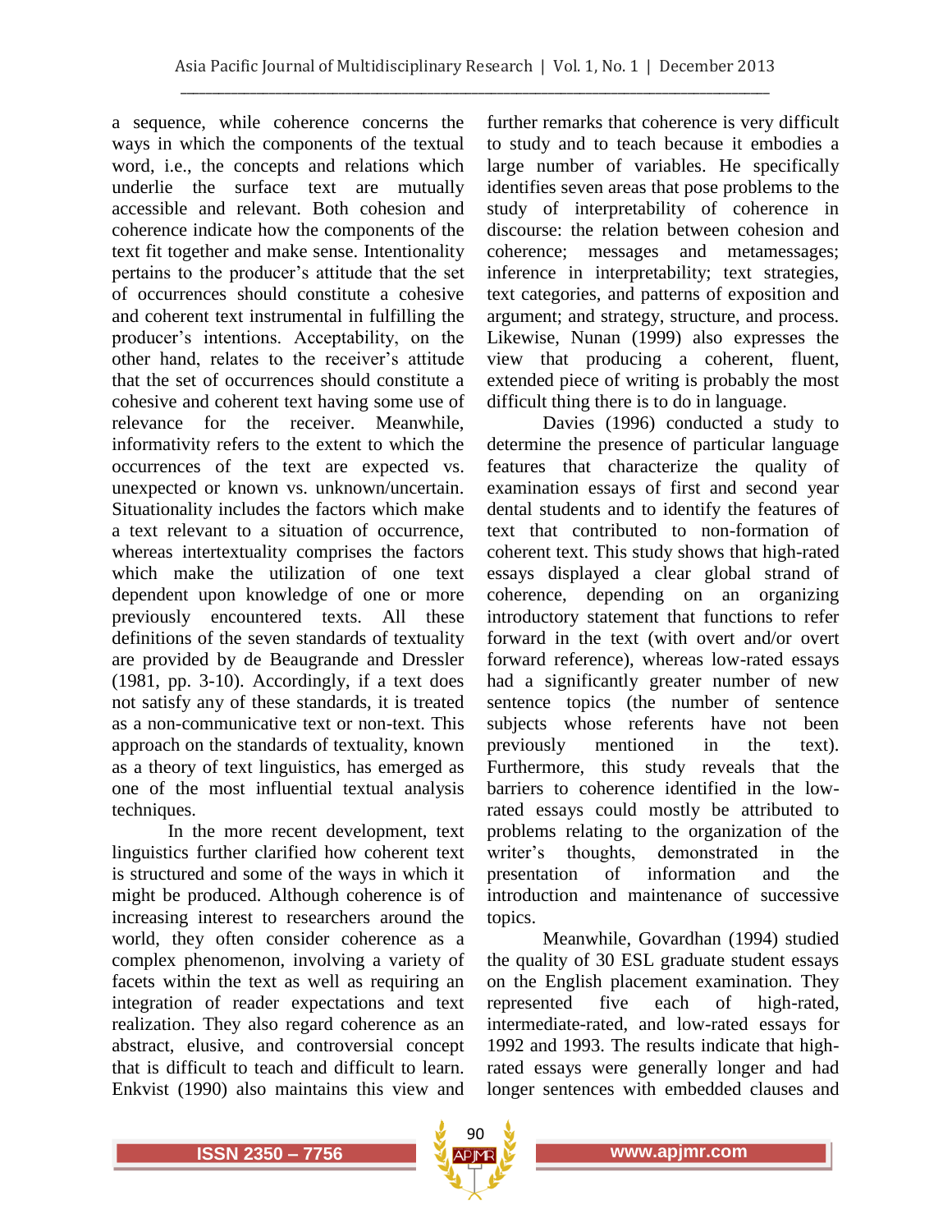a sequence, while coherence concerns the ways in which the components of the textual word, i.e., the concepts and relations which underlie the surface text are mutually accessible and relevant. Both cohesion and coherence indicate how the components of the text fit together and make sense. Intentionality pertains to the producer's attitude that the set of occurrences should constitute a cohesive and coherent text instrumental in fulfilling the producer's intentions. Acceptability, on the other hand, relates to the receiver's attitude that the set of occurrences should constitute a cohesive and coherent text having some use of relevance for the receiver. Meanwhile, informativity refers to the extent to which the occurrences of the text are expected vs. unexpected or known vs. unknown/uncertain. Situationality includes the factors which make a text relevant to a situation of occurrence, whereas intertextuality comprises the factors which make the utilization of one text dependent upon knowledge of one or more previously encountered texts. All these definitions of the seven standards of textuality are provided by de Beaugrande and Dressler (1981, pp. 3-10). Accordingly, if a text does not satisfy any of these standards, it is treated as a non-communicative text or non-text. This approach on the standards of textuality, known as a theory of text linguistics, has emerged as one of the most influential textual analysis techniques.

In the more recent development, text linguistics further clarified how coherent text is structured and some of the ways in which it might be produced. Although coherence is of increasing interest to researchers around the world, they often consider coherence as a complex phenomenon, involving a variety of facets within the text as well as requiring an integration of reader expectations and text realization. They also regard coherence as an abstract, elusive, and controversial concept that is difficult to teach and difficult to learn. Enkvist (1990) also maintains this view and further remarks that coherence is very difficult to study and to teach because it embodies a large number of variables. He specifically identifies seven areas that pose problems to the study of interpretability of coherence in discourse: the relation between cohesion and coherence; messages and metamessages; inference in interpretability; text strategies, text categories, and patterns of exposition and argument; and strategy, structure, and process. Likewise, Nunan (1999) also expresses the view that producing a coherent, fluent, extended piece of writing is probably the most difficult thing there is to do in language.

Davies (1996) conducted a study to determine the presence of particular language features that characterize the quality of examination essays of first and second year dental students and to identify the features of text that contributed to non-formation of coherent text. This study shows that high-rated essays displayed a clear global strand of coherence, depending on an organizing introductory statement that functions to refer forward in the text (with overt and/or overt forward reference), whereas low-rated essays had a significantly greater number of new sentence topics (the number of sentence subjects whose referents have not been previously mentioned in the text). Furthermore, this study reveals that the barriers to coherence identified in the low-rated essays could mostly be attributed to problems relating to the organization of the writer's thoughts, demonstrated in the presentation of information and the introduction and maintenance of successive topics.

Meanwhile, Govardhan (1994) studied the quality of 30 ESL graduate student essays on the English placement examination. They represented five each of high-rated, intermediate-rated, and low-rated essays for 1992 and 1993. The results indicate that high-rated essays were generally longer and had longer sentences with embedded clauses and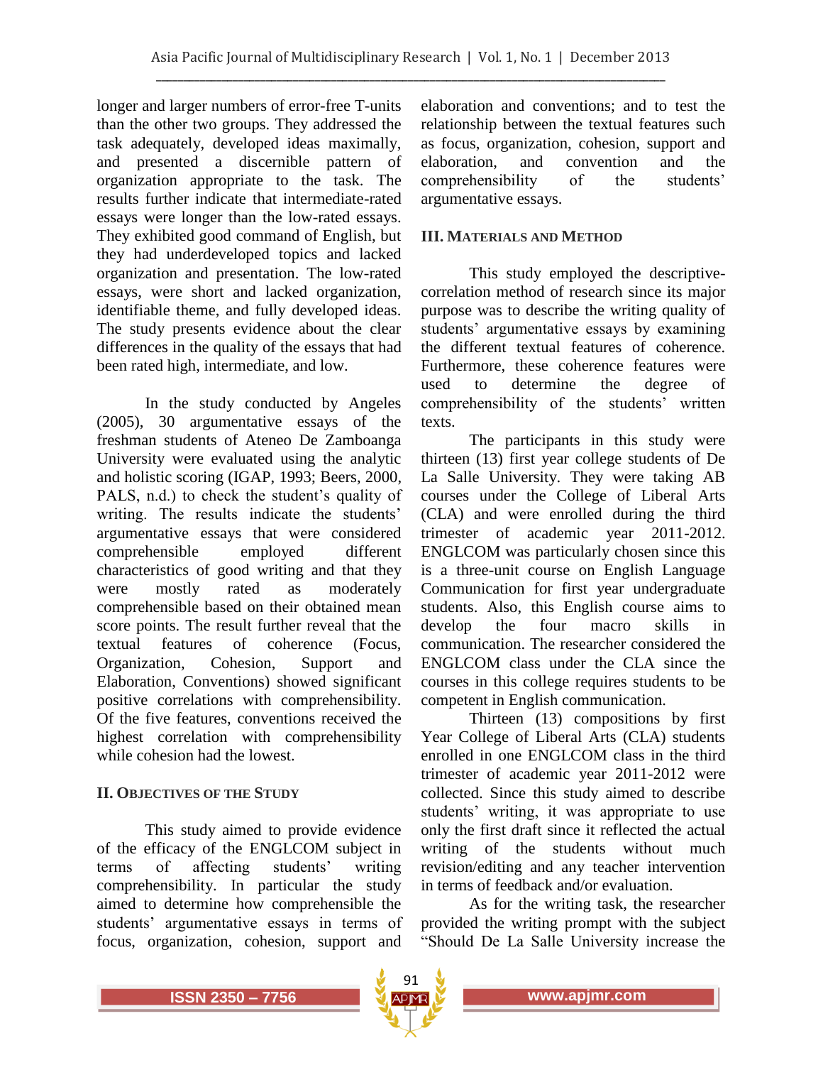longer and larger numbers of error-free T-units than the other two groups. They addressed the task adequately, developed ideas maximally, and presented a discernible pattern of organization appropriate to the task. The results further indicate that intermediate-rated essays were longer than the low-rated essays. They exhibited good command of English, but they had underdeveloped topics and lacked organization and presentation. The low-rated essays, were short and lacked organization, identifiable theme, and fully developed ideas. The study presents evidence about the clear differences in the quality of the essays that had been rated high, intermediate, and low.

In the study conducted by Angeles (2005), 30 argumentative essays of the freshman students of Ateneo De Zamboanga University were evaluated using the analytic and holistic scoring (IGAP, 1993; Beers, 2000, PALS, n.d.) to check the student's quality of writing. The results indicate the students' argumentative essays that were considered comprehensible employed different characteristics of good writing and that they were mostly rated as moderately comprehensible based on their obtained mean score points. The result further reveal that the textual features of coherence (Focus, Organization, Cohesion, Support and Elaboration, Conventions) showed significant positive correlations with comprehensibility. Of the five features, conventions received the highest correlation with comprehensibility while cohesion had the lowest.

## II. Objectives of the Study

This study aimed to provide evidence of the efficacy of the ENGLCOM subject in terms of affecting students' writing comprehensibility. In particular the study aimed to determine how comprehensible the students' argumentative essays in terms of focus, organization, cohesion, support and elaboration and conventions; and to test the relationship between the textual features such as focus, organization, cohesion, support and elaboration, and convention and the comprehensibility of the students' argumentative essays.

## III. Materials and Method

This study employed the descriptive-correlation method of research since its major purpose was to describe the writing quality of students' argumentative essays by examining the different textual features of coherence. Furthermore, these coherence features were used to determine the degree of comprehensibility of the students' written texts.

The participants in this study were thirteen (13) first year college students of De La Salle University. They were taking AB courses under the College of Liberal Arts (CLA) and were enrolled during the third trimester of academic year 2011-2012. ENGLCOM was particularly chosen since this is a three-unit course on English Language Communication for first year undergraduate students. Also, this English course aims to develop the four macro skills in communication. The researcher considered the ENGLCOM class under the CLA since the courses in this college requires students to be competent in English communication.

Thirteen (13) compositions by first Year College of Liberal Arts (CLA) students enrolled in one ENGLCOM class in the third trimester of academic year 2011-2012 were collected. Since this study aimed to describe students' writing, it was appropriate to use only the first draft since it reflected the actual writing of the students without much revision/editing and any teacher intervention in terms of feedback and/or evaluation.

As for the writing task, the researcher provided the writing prompt with the subject "Should De La Salle University increase the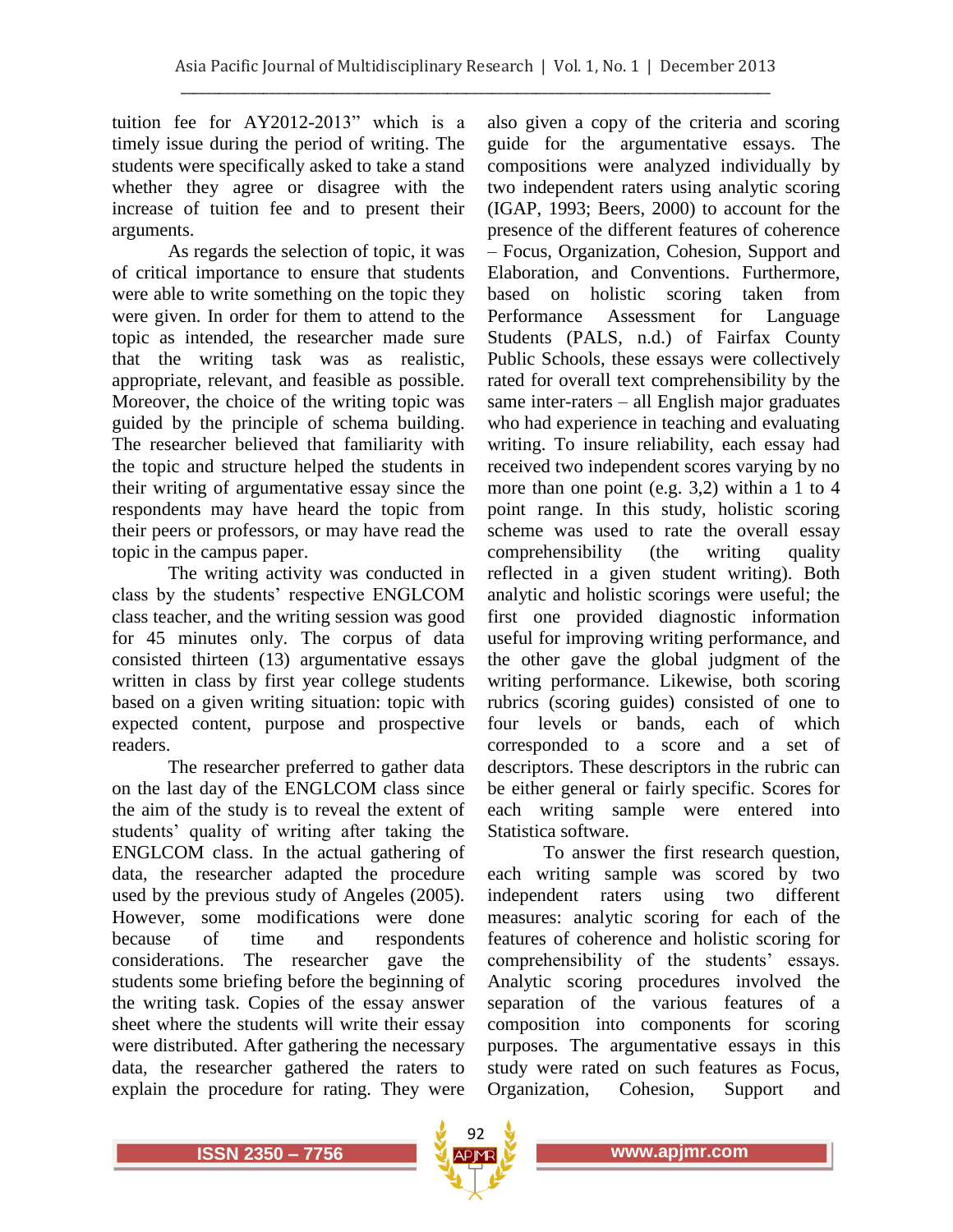tuition fee for AY2012-2013" which is a timely issue during the period of writing. The students were specifically asked to take a stand whether they agree or disagree with the increase of tuition fee and to present their arguments.

As regards the selection of topic, it was of critical importance to ensure that students were able to write something on the topic they were given. In order for them to attend to the topic as intended, the researcher made sure that the writing task was as realistic, appropriate, relevant, and feasible as possible. Moreover, the choice of the writing topic was guided by the principle of schema building. The researcher believed that familiarity with the topic and structure helped the students in their writing of argumentative essay since the respondents may have heard the topic from their peers or professors, or may have read the topic in the campus paper.

The writing activity was conducted in class by the students' respective ENGLCOM class teacher, and the writing session was good for 45 minutes only. The corpus of data consisted thirteen (13) argumentative essays written in class by first year college students based on a given writing situation: topic with expected content, purpose and prospective readers.

The researcher preferred to gather data on the last day of the ENGLCOM class since the aim of the study is to reveal the extent of students' quality of writing after taking the ENGLCOM class. In the actual gathering of data, the researcher adapted the procedure used by the previous study of Angeles (2005). However, some modifications were done because of time and respondents considerations. The researcher gave the students some briefing before the beginning of the writing task. Copies of the essay answer sheet where the students will write their essay were distributed. After gathering the necessary data, the researcher gathered the raters to explain the procedure for rating. They were also given a copy of the criteria and scoring guide for the argumentative essays. The compositions were analyzed individually by two independent raters using analytic scoring (IGAP, 1993; Beers, 2000) to account for the presence of the different features of coherence – Focus, Organization, Cohesion, Support and Elaboration, and Conventions. Furthermore, based on holistic scoring taken from Performance Assessment for Language Students (PALS, n.d.) of Fairfax County Public Schools, these essays were collectively rated for overall text comprehensibility by the same inter-raters – all English major graduates who had experience in teaching and evaluating writing. To insure reliability, each essay had received two independent scores varying by no more than one point (e.g. 3,2) within a 1 to 4 point range. In this study, holistic scoring scheme was used to rate the overall essay comprehensibility (the writing quality reflected in a given student writing). Both analytic and holistic scorings were useful; the first one provided diagnostic information useful for improving writing performance, and the other gave the global judgment of the writing performance. Likewise, both scoring rubrics (scoring guides) consisted of one to four levels or bands, each of which corresponded to a score and a set of descriptors. These descriptors in the rubric can be either general or fairly specific. Scores for each writing sample were entered into Statistica software.

To answer the first research question, each writing sample was scored by two independent raters using two different measures: analytic scoring for each of the features of coherence and holistic scoring for comprehensibility of the students' essays. Analytic scoring procedures involved the separation of the various features of a composition into components for scoring purposes. The argumentative essays in this study were rated on such features as Focus, Organization, Cohesion, Support and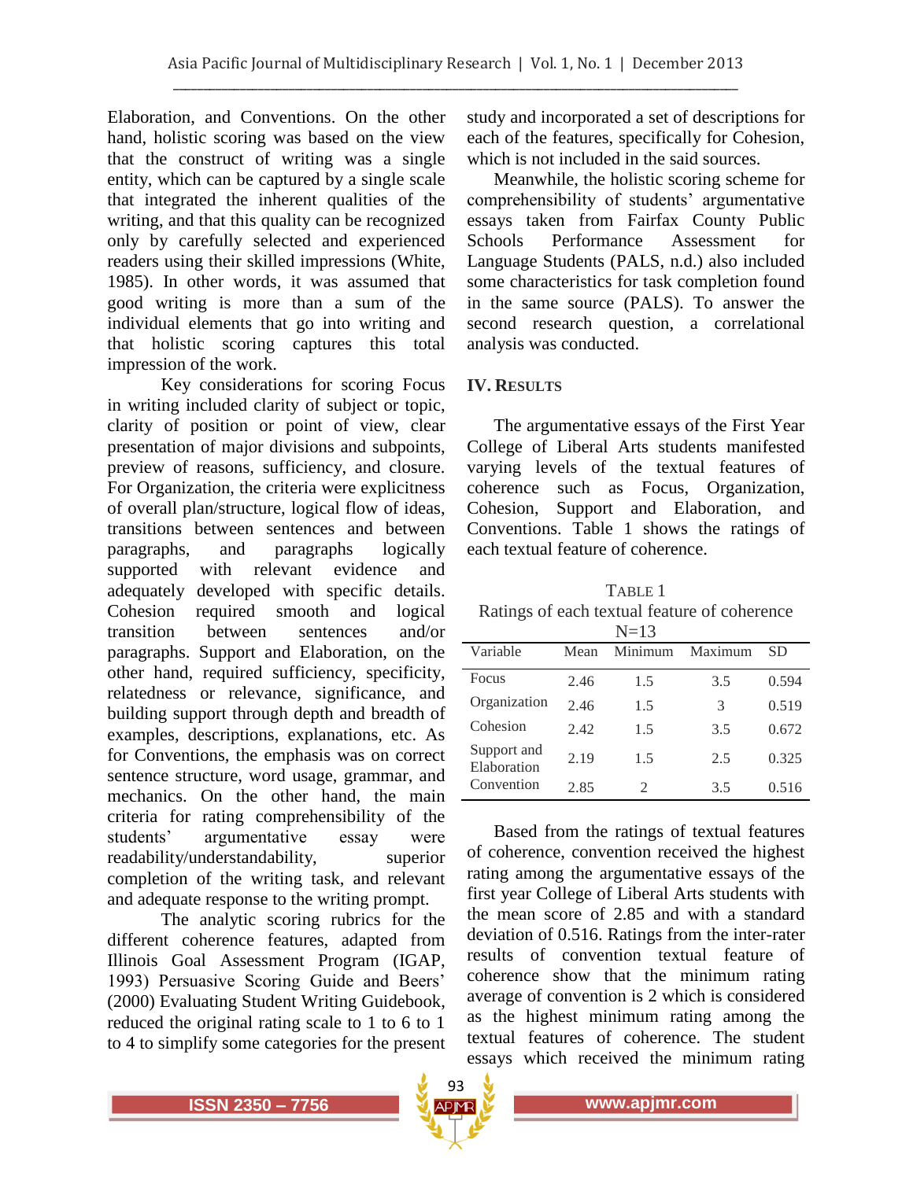Elaboration, and Conventions. On the other hand, holistic scoring was based on the view that the construct of writing was a single entity, which can be captured by a single scale that integrated the inherent qualities of the writing, and that this quality can be recognized only by carefully selected and experienced readers using their skilled impressions (White, 1985). In other words, it was assumed that good writing is more than a sum of the individual elements that go into writing and that holistic scoring captures this total impression of the work.

Key considerations for scoring Focus in writing included clarity of subject or topic, clarity of position or point of view, clear presentation of major divisions and subpoints, preview of reasons, sufficiency, and closure. For Organization, the criteria were explicitness of overall plan/structure, logical flow of ideas, transitions between sentences and between paragraphs, and paragraphs logically supported with relevant evidence and adequately developed with specific details. Cohesion required smooth and logical transition between sentences and/or paragraphs. Support and Elaboration, on the other hand, required sufficiency, specificity, relatedness or relevance, significance, and building support through depth and breadth of examples, descriptions, explanations, etc. As for Conventions, the emphasis was on correct sentence structure, word usage, grammar, and mechanics. On the other hand, the main criteria for rating comprehensibility of the students' argumentative essay were readability/understandability, superior completion of the writing task, and relevant and adequate response to the writing prompt.

The analytic scoring rubrics for the different coherence features, adapted from Illinois Goal Assessment Program (IGAP, 1993) Persuasive Scoring Guide and Beers' (2000) Evaluating Student Writing Guidebook, reduced the original rating scale to 1 to 6 to 1 to 4 to simplify some categories for the present study and incorporated a set of descriptions for each of the features, specifically for Cohesion, which is not included in the said sources.

Meanwhile, the holistic scoring scheme for comprehensibility of students' argumentative essays taken from Fairfax County Public Schools Performance Assessment for Language Students (PALS, n.d.) also included some characteristics for task completion found in the same source (PALS). To answer the second research question, a correlational analysis was conducted.

## IV. RESULTS

The argumentative essays of the First Year College of Liberal Arts students manifested varying levels of the textual features of coherence such as Focus, Organization, Cohesion, Support and Elaboration, and Conventions. Table 1 shows the ratings of each textual feature of coherence.

TABLE 1
Ratings of each textual feature of coherence
N=13

| Variable | Mean | Minimum | Maximum | SD |
|---|---|---|---|---|
| Focus | 2.46 | 1.5 | 3.5 | 0.594 |
| Organization | 2.46 | 1.5 | 3 | 0.519 |
| Cohesion | 2.42 | 1.5 | 3.5 | 0.672 |
| Support and Elaboration | 2.19 | 1.5 | 2.5 | 0.325 |
| Convention | 2.85 | 2 | 3.5 | 0.516 |

Based from the ratings of textual features of coherence, convention received the highest rating among the argumentative essays of the first year College of Liberal Arts students with the mean score of 2.85 and with a standard deviation of 0.516. Ratings from the inter-rater results of convention textual feature of coherence show that the minimum rating average of convention is 2 which is considered as the highest minimum rating among the textual features of coherence. The student essays which received the minimum rating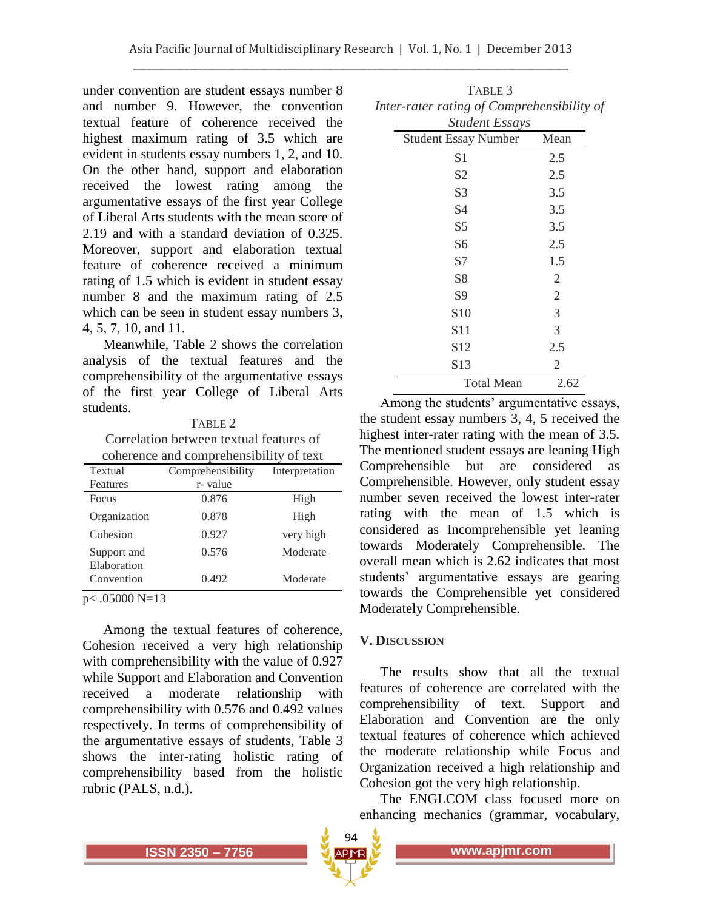under convention are student essays number 8 and number 9. However, the convention textual feature of coherence received the highest maximum rating of 3.5 which are evident in students essay numbers 1, 2, and 10. On the other hand, support and elaboration received the lowest rating among the argumentative essays of the first year College of Liberal Arts students with the mean score of 2.19 and with a standard deviation of 0.325. Moreover, support and elaboration textual feature of coherence received a minimum rating of 1.5 which is evident in student essay number 8 and the maximum rating of 2.5 which can be seen in student essay numbers 3, 4, 5, 7, 10, and 11.

Meanwhile, Table 2 shows the correlation analysis of the textual features and the comprehensibility of the argumentative essays of the first year College of Liberal Arts students.

TABLE 2
Correlation between textual features of coherence and comprehensibility of text

| Textual Features | Comprehensibility r- value | Interpretation |
|---|---|---|
| Focus | 0.876 | High |
| Organization | 0.878 | High |
| Cohesion | 0.927 | very high |
| Support and Elaboration | 0.576 | Moderate |
| Convention | 0.492 | Moderate |

$p < .05000$ N=13

Among the textual features of coherence, Cohesion received a very high relationship with comprehensibility with the value of 0.927 while Support and Elaboration and Convention received a moderate relationship with comprehensibility with 0.576 and 0.492 values respectively. In terms of comprehensibility of the argumentative essays of students, Table 3 shows the inter-rating holistic rating of comprehensibility based from the holistic rubric (PALS, n.d.).

TABLE 3
*Inter-rater rating of Comprehensibility of Student Essays*

| Student Essay Number | Mean |
|---|---|
| S1 | 2.5 |
| S2 | 2.5 |
| S3 | 3.5 |
| S4 | 3.5 |
| S5 | 3.5 |
| S6 | 2.5 |
| S7 | 1.5 |
| S8 | 2 |
| S9 | 2 |
| S10 | 3 |
| S11 | 3 |
| S12 | 2.5 |
| S13 | 2 |
| Total Mean | 2.62 |

Among the students' argumentative essays, the student essay numbers 3, 4, 5 received the highest inter-rater rating with the mean of 3.5. The mentioned student essays are leaning High Comprehensible but are considered as Comprehensible. However, only student essay number seven received the lowest inter-rater rating with the mean of 1.5 which is considered as Incomprehensible yet leaning towards Moderately Comprehensible. The overall mean which is 2.62 indicates that most students' argumentative essays are gearing towards the Comprehensible yet considered Moderately Comprehensible.

## V. DISCUSSION

The results show that all the textual features of coherence are correlated with the comprehensibility of text. Support and Elaboration and Convention are the only textual features of coherence which achieved the moderate relationship while Focus and Organization received a high relationship and Cohesion got the very high relationship.

The ENGLCOM class focused more on enhancing mechanics (grammar, vocabulary,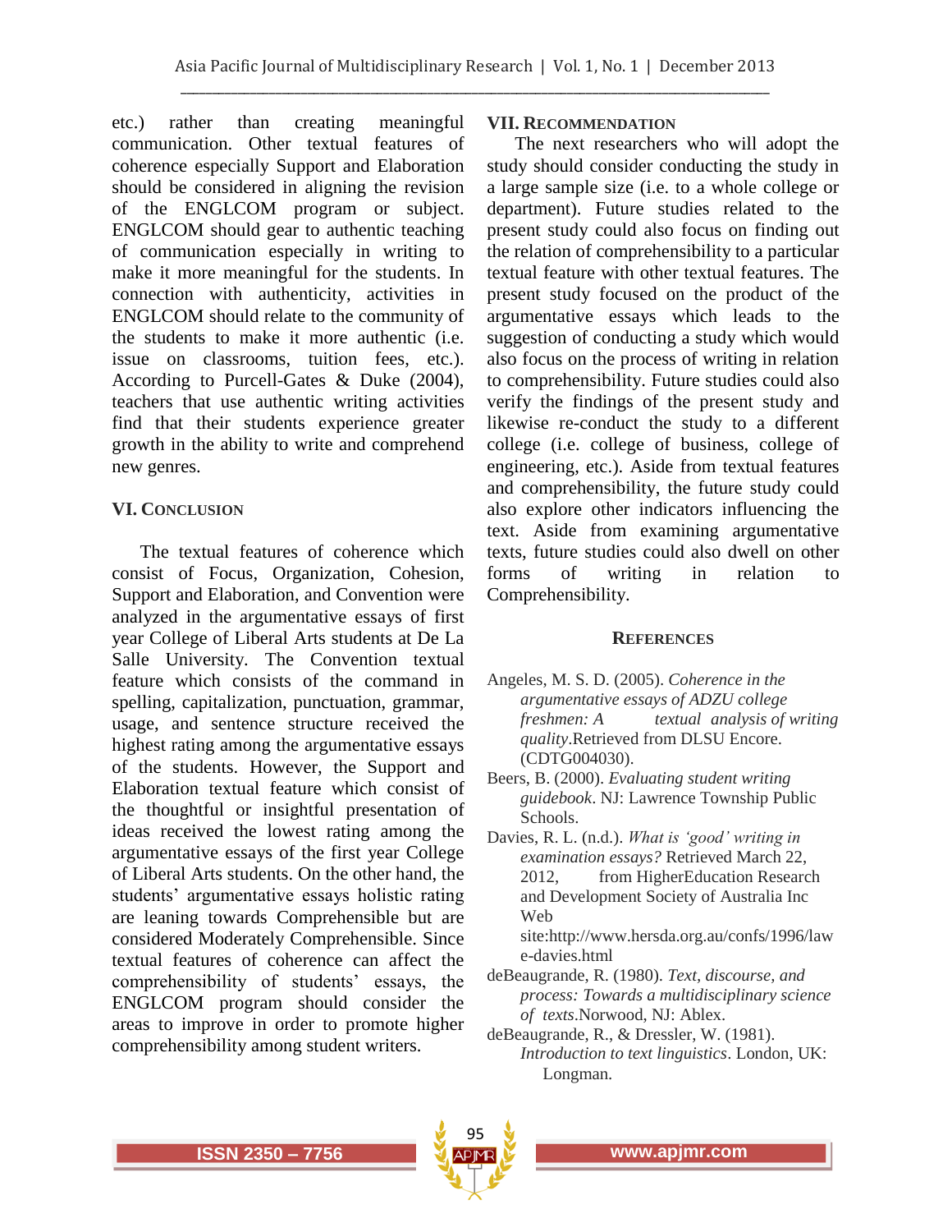etc.) rather than creating meaningful communication. Other textual features of coherence especially Support and Elaboration should be considered in aligning the revision of the ENGLCOM program or subject. ENGLCOM should gear to authentic teaching of communication especially in writing to make it more meaningful for the students. In connection with authenticity, activities in ENGLCOM should relate to the community of the students to make it more authentic (i.e. issue on classrooms, tuition fees, etc.). According to Purcell-Gates & Duke (2004), teachers that use authentic writing activities find that their students experience greater growth in the ability to write and comprehend new genres.

## VI. Conclusion

The textual features of coherence which consist of Focus, Organization, Cohesion, Support and Elaboration, and Convention were analyzed in the argumentative essays of first year College of Liberal Arts students at De La Salle University. The Convention textual feature which consists of the command in spelling, capitalization, punctuation, grammar, usage, and sentence structure received the highest rating among the argumentative essays of the students. However, the Support and Elaboration textual feature which consist of the thoughtful or insightful presentation of ideas received the lowest rating among the argumentative essays of the first year College of Liberal Arts students. On the other hand, the students' argumentative essays holistic rating are leaning towards Comprehensible but are considered Moderately Comprehensible. Since textual features of coherence can affect the comprehensibility of students' essays, the ENGLCOM program should consider the areas to improve in order to promote higher comprehensibility among student writers.

## VII. Recommendation

The next researchers who will adopt the study should consider conducting the study in a large sample size (i.e. to a whole college or department). Future studies related to the present study could also focus on finding out the relation of comprehensibility to a particular textual feature with other textual features. The present study focused on the product of the argumentative essays which leads to the suggestion of conducting a study which would also focus on the process of writing in relation to comprehensibility. Future studies could also verify the findings of the present study and likewise re-conduct the study to a different college (i.e. college of business, college of engineering, etc.). Aside from textual features and comprehensibility, the future study could also explore other indicators influencing the text. Aside from examining argumentative texts, future studies could also dwell on other forms of writing in relation to Comprehensibility.

## References

Angeles, M. S. D. (2005). *Coherence in the argumentative essays of ADZU college freshmen: A textual analysis of writing quality*.Retrieved from DLSU Encore. (CDTG004030).

Beers, B. (2000). *Evaluating student writing guidebook*. NJ: Lawrence Township Public Schools.

Davies, R. L. (n.d.). *What is 'good' writing in examination essays?* Retrieved March 22, 2012, from HigherEducation Research and Development Society of Australia Inc Web site:http://www.hersda.org.au/confs/1996/lawe-davies.html

deBeaugrande, R. (1980). *Text, discourse, and process: Towards a multidisciplinary science of texts*.Norwood, NJ: Ablex.

deBeaugrande, R., & Dressler, W. (1981). *Introduction to text linguistics*. London, UK: Longman.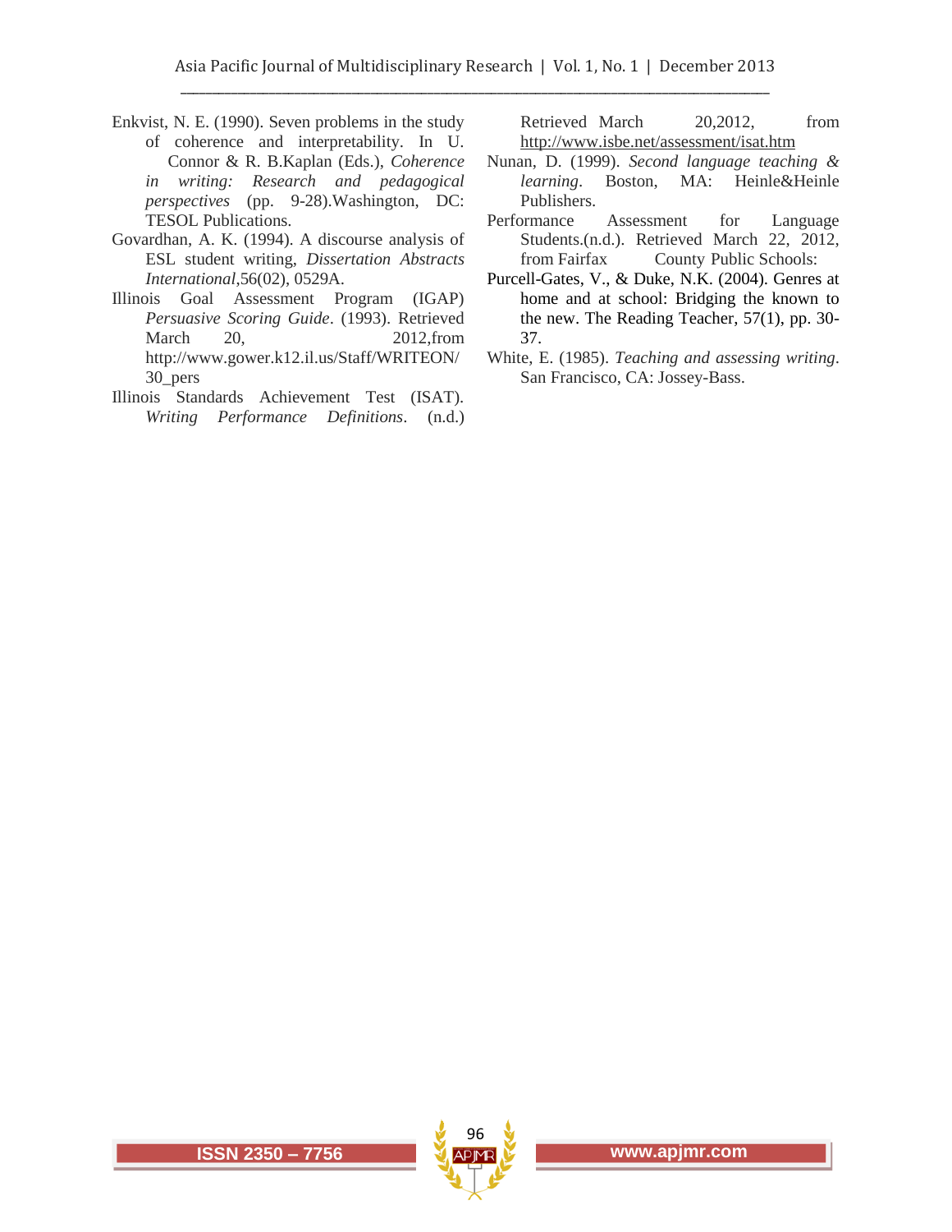Enkvist, N. E. (1990). Seven problems in the study of coherence and interpretability. In U. Connor & R. B.Kaplan (Eds.), *Coherence in writing: Research and pedagogical perspectives* (pp. 9-28).Washington, DC: TESOL Publications.

Govardhan, A. K. (1994). A discourse analysis of ESL student writing, *Dissertation Abstracts International*,56(02), 0529A.

Illinois Goal Assessment Program (IGAP) *Persuasive Scoring Guide*. (1993). Retrieved March 20, 2012,from http://www.gower.k12.il.us/Staff/WRITEON/30_pers

Illinois Standards Achievement Test (ISAT). *Writing Performance Definitions*. (n.d.) Retrieved March 20,2012, from http://www.isbe.net/assessment/isat.htm

Nunan, D. (1999). *Second language teaching & learning*. Boston, MA: Heinle&Heinle Publishers.

Performance Assessment for Language Students.(n.d.). Retrieved March 22, 2012, from Fairfax County Public Schools:

Purcell-Gates, V., & Duke, N.K. (2004). Genres at home and at school: Bridging the known to the new. The Reading Teacher, 57(1), pp. 30-37.

White, E. (1985). *Teaching and assessing writing*. San Francisco, CA: Jossey-Bass.